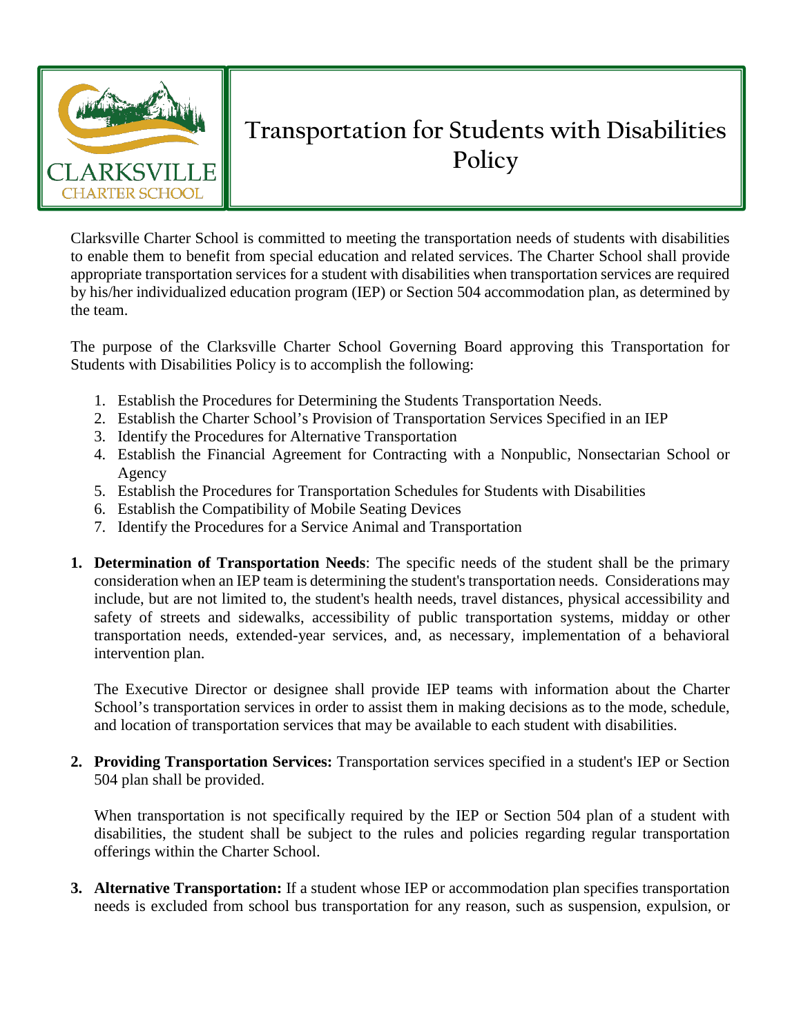# Transportation for Students with Disabilities Policy

Clarksville Charter School is committed to meeting the transportation needs of students with disabilities to enable them to benefit from special education and related services. The Charter School shall provide appropriate transportation services for a student with disabilities when transportation services are required by his/her individualized education program (IEP) or Section 504 accommodation plan, as determined by the team.

The purpose of the Clarksville Charter School Governing Board approving this Transportation for Students with Disabilities Policy is to accomplish the following:

1. Establish the Procedures for Determining the Students Transportation Needs.
2. Establish the Charter School's Provision of Transportation Services Specified in an IEP
3. Identify the Procedures for Alternative Transportation
4. Establish the Financial Agreement for Contracting with a Nonpublic, Nonsectarian School or Agency
5. Establish the Procedures for Transportation Schedules for Students with Disabilities
6. Establish the Compatibility of Mobile Seating Devices
7. Identify the Procedures for a Service Animal and Transportation

1. **Determination of Transportation Needs**: The specific needs of the student shall be the primary consideration when an IEP team is determining the student's transportation needs. Considerations may include, but are not limited to, the student's health needs, travel distances, physical accessibility and safety of streets and sidewalks, accessibility of public transportation systems, midday or other transportation needs, extended-year services, and, as necessary, implementation of a behavioral intervention plan.

   The Executive Director or designee shall provide IEP teams with information about the Charter School's transportation services in order to assist them in making decisions as to the mode, schedule, and location of transportation services that may be available to each student with disabilities.

2. **Providing Transportation Services:** Transportation services specified in a student's IEP or Section 504 plan shall be provided.

   When transportation is not specifically required by the IEP or Section 504 plan of a student with disabilities, the student shall be subject to the rules and policies regarding regular transportation offerings within the Charter School.

3. **Alternative Transportation:** If a student whose IEP or accommodation plan specifies transportation needs is excluded from school bus transportation for any reason, such as suspension, expulsion, or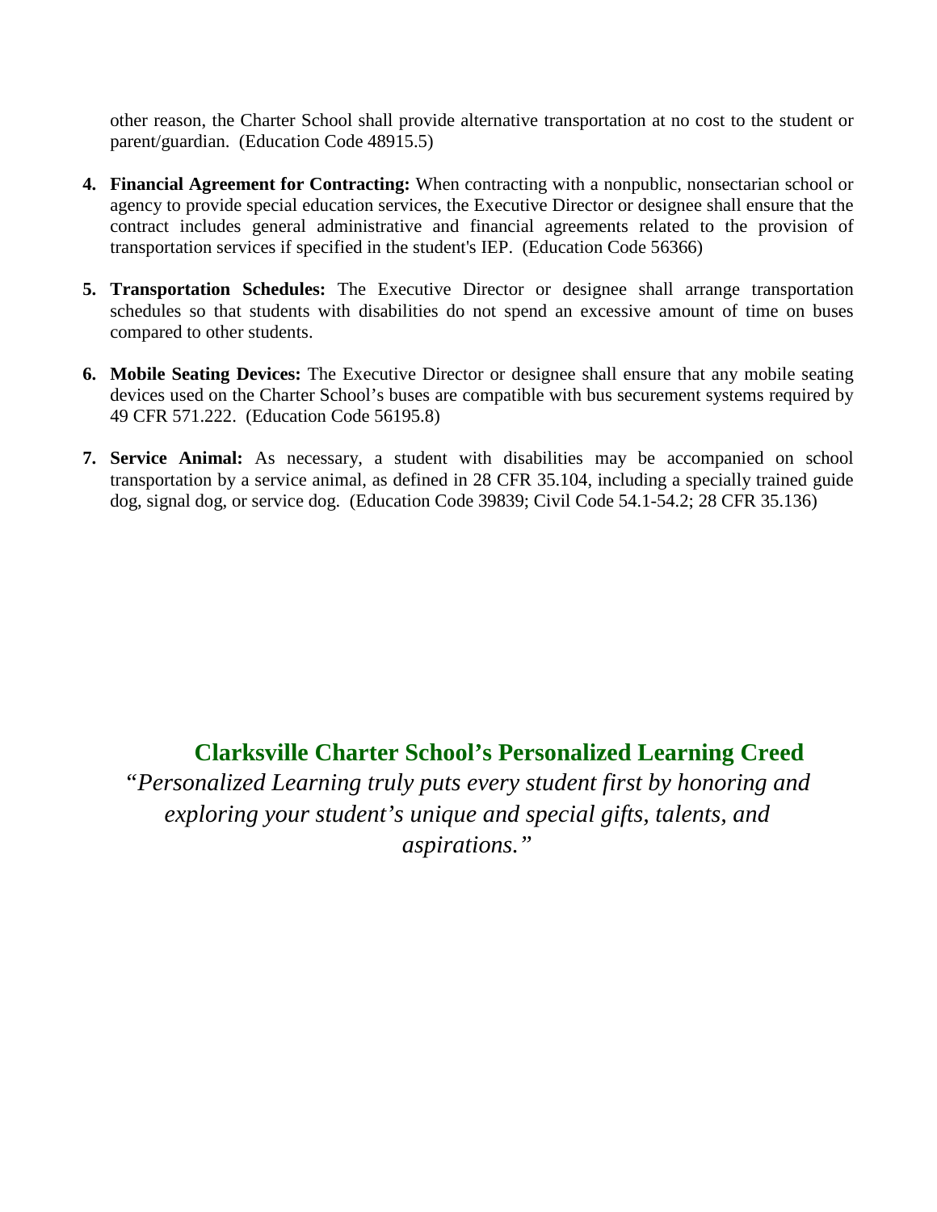other reason, the Charter School shall provide alternative transportation at no cost to the student or parent/guardian. (Education Code 48915.5)

4. **Financial Agreement for Contracting:** When contracting with a nonpublic, nonsectarian school or agency to provide special education services, the Executive Director or designee shall ensure that the contract includes general administrative and financial agreements related to the provision of transportation services if specified in the student's IEP. (Education Code 56366)

5. **Transportation Schedules:** The Executive Director or designee shall arrange transportation schedules so that students with disabilities do not spend an excessive amount of time on buses compared to other students.

6. **Mobile Seating Devices:** The Executive Director or designee shall ensure that any mobile seating devices used on the Charter School's buses are compatible with bus securement systems required by 49 CFR 571.222. (Education Code 56195.8)

7. **Service Animal:** As necessary, a student with disabilities may be accompanied on school transportation by a service animal, as defined in 28 CFR 35.104, including a specially trained guide dog, signal dog, or service dog. (Education Code 39839; Civil Code 54.1-54.2; 28 CFR 35.136)

**Clarksville Charter School's Personalized Learning Creed**

*"Personalized Learning truly puts every student first by honoring and exploring your student's unique and special gifts, talents, and aspirations."*